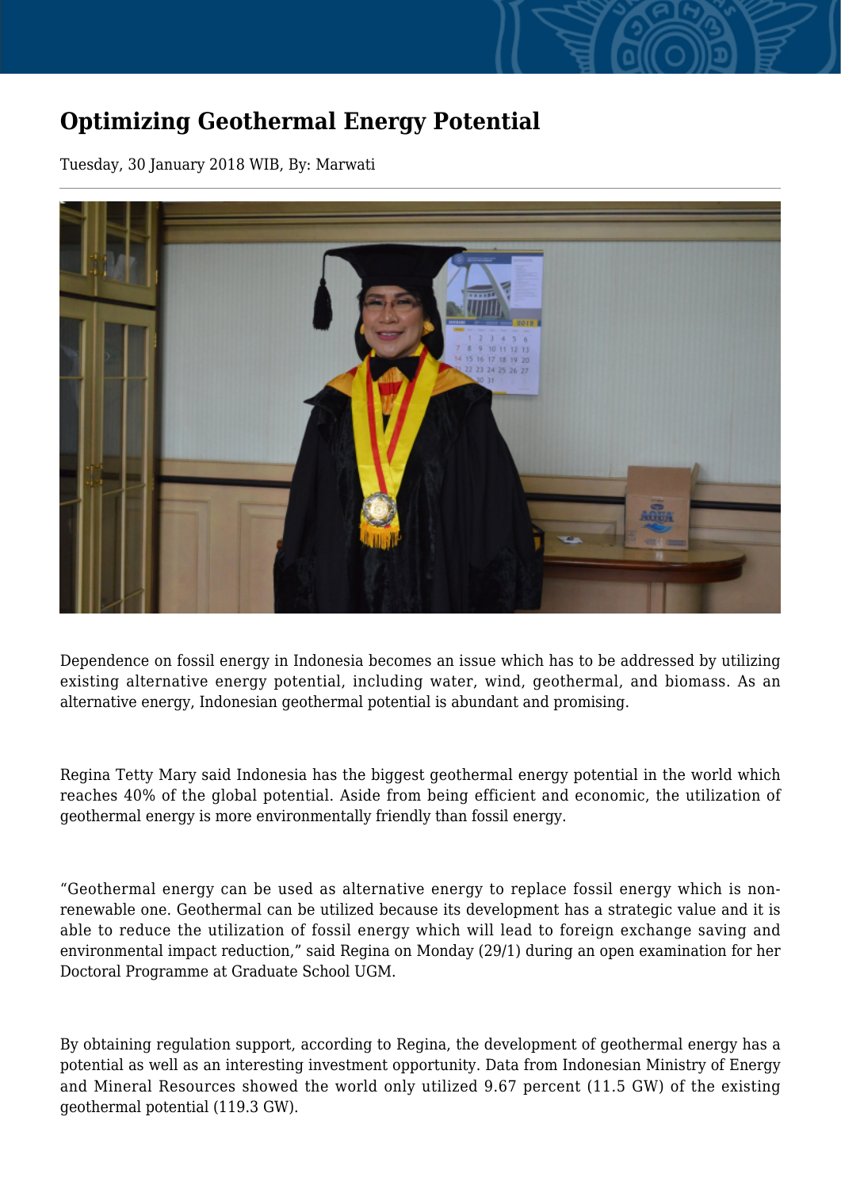# Optimizing Geothermal Energy Potential

Tuesday, 30 January 2018 WIB, By: Marwati

Dependence on fossil energy in Indonesia becomes an issue which has to be addressed by utilizing existing alternative energy potential, including water, wind, geothermal, and biomass. As an alternative energy, Indonesian geothermal potential is abundant and promising.

Regina Tetty Mary said Indonesia has the biggest geothermal energy potential in the world which reaches 40% of the global potential. Aside from being efficient and economic, the utilization of geothermal energy is more environmentally friendly than fossil energy.

"Geothermal energy can be used as alternative energy to replace fossil energy which is non-renewable one. Geothermal can be utilized because its development has a strategic value and it is able to reduce the utilization of fossil energy which will lead to foreign exchange saving and environmental impact reduction," said Regina on Monday (29/1) during an open examination for her Doctoral Programme at Graduate School UGM.

By obtaining regulation support, according to Regina, the development of geothermal energy has a potential as well as an interesting investment opportunity. Data from Indonesian Ministry of Energy and Mineral Resources showed the world only utilized 9.67 percent (11.5 GW) of the existing geothermal potential (119.3 GW).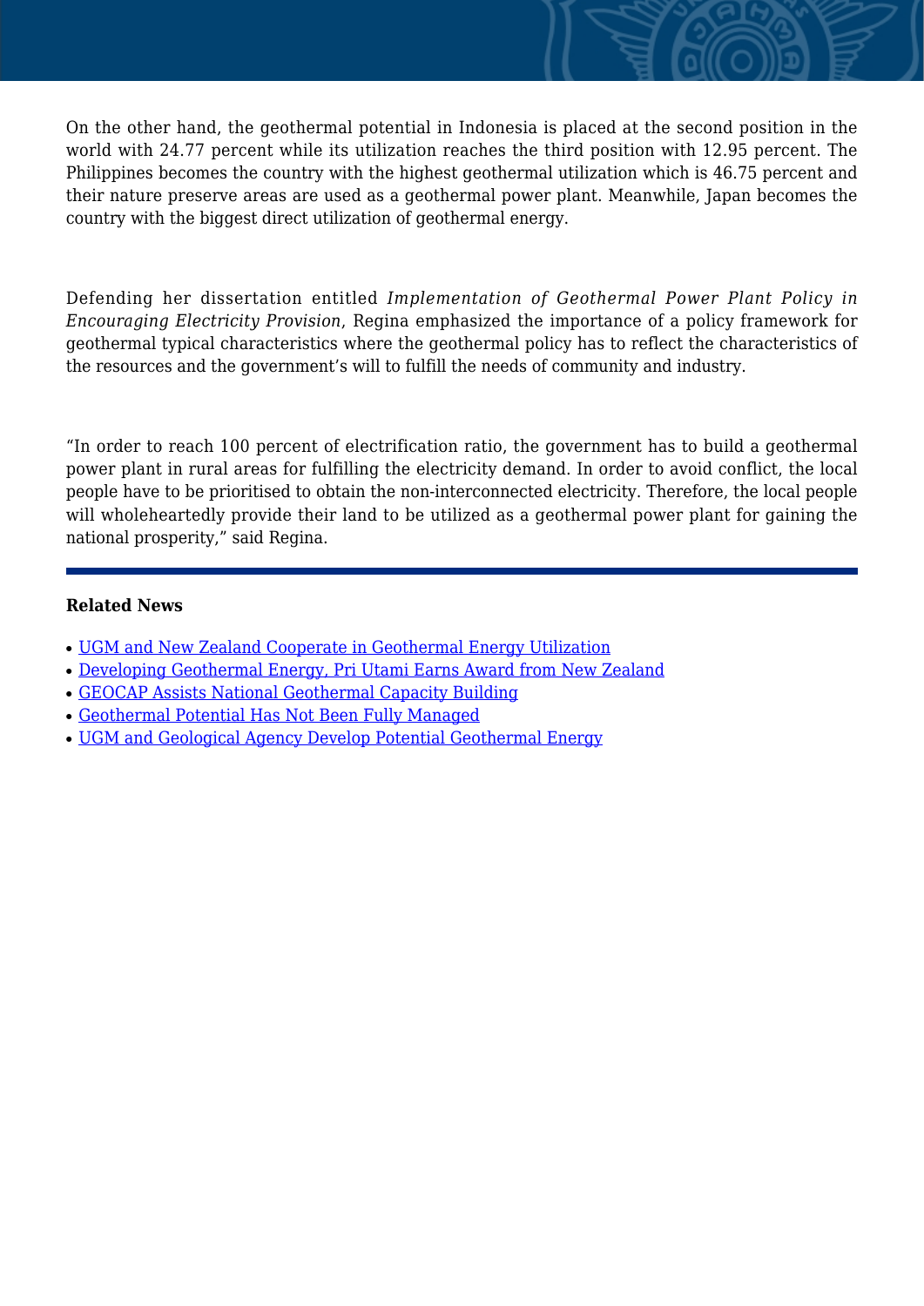On the other hand, the geothermal potential in Indonesia is placed at the second position in the world with 24.77 percent while its utilization reaches the third position with 12.95 percent. The Philippines becomes the country with the highest geothermal utilization which is 46.75 percent and their nature preserve areas are used as a geothermal power plant. Meanwhile, Japan becomes the country with the biggest direct utilization of geothermal energy.

Defending her dissertation entitled *Implementation of Geothermal Power Plant Policy in Encouraging Electricity Provision*, Regina emphasized the importance of a policy framework for geothermal typical characteristics where the geothermal policy has to reflect the characteristics of the resources and the government's will to fulfill the needs of community and industry.

"In order to reach 100 percent of electrification ratio, the government has to build a geothermal power plant in rural areas for fulfilling the electricity demand. In order to avoid conflict, the local people have to be prioritised to obtain the non-interconnected electricity. Therefore, the local people will wholeheartedly provide their land to be utilized as a geothermal power plant for gaining the national prosperity," said Regina.

---

**Related News**

- UGM and New Zealand Cooperate in Geothermal Energy Utilization
- Developing Geothermal Energy, Pri Utami Earns Award from New Zealand
- GEOCAP Assists National Geothermal Capacity Building
- Geothermal Potential Has Not Been Fully Managed
- UGM and Geological Agency Develop Potential Geothermal Energy